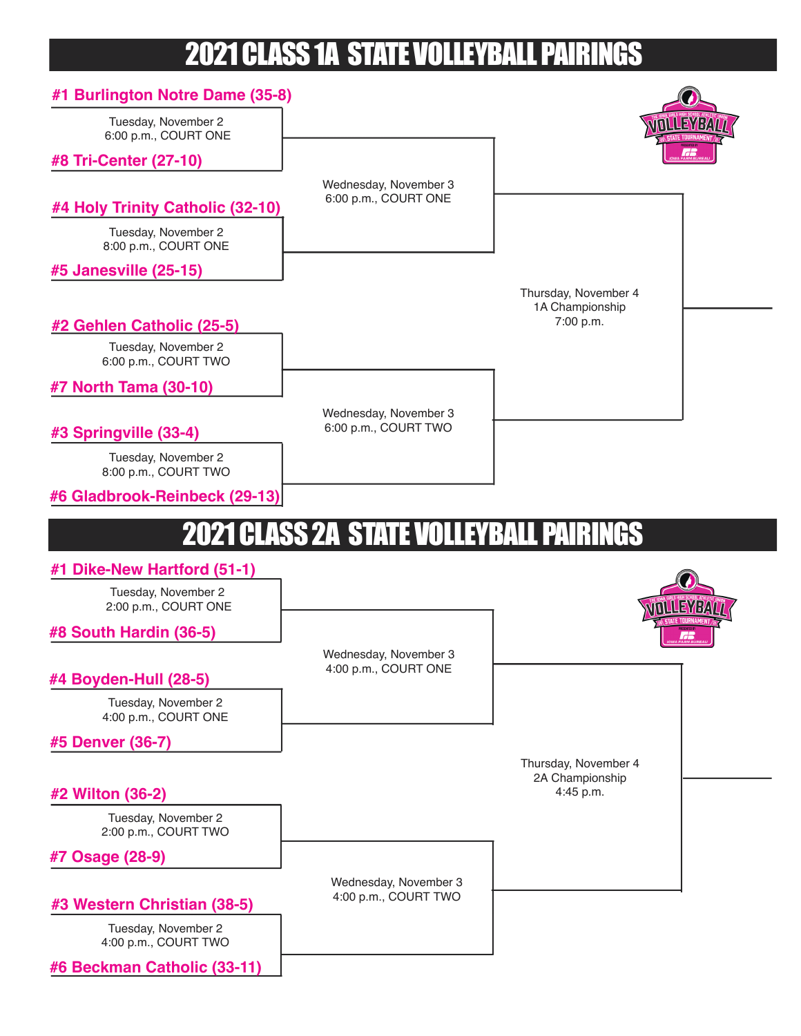# 2021 CLASS 1A STATE VOLLEYBALL PAIRINGS

**#1 Burlington Notre Dame (35-8)**

Tuesday, November 2
6:00 p.m., COURT ONE

**#8 Tri-Center (27-10)**

Wednesday, November 3
6:00 p.m., COURT ONE

**#4 Holy Trinity Catholic (32-10)**

Tuesday, November 2
8:00 p.m., COURT ONE

**#5 Janesville (25-15)**

Thursday, November 4
1A Championship
7:00 p.m.

**#2 Gehlen Catholic (25-5)**

Tuesday, November 2
6:00 p.m., COURT TWO

**#7 North Tama (30-10)**

Wednesday, November 3
6:00 p.m., COURT TWO

**#3 Springville (33-4)**

Tuesday, November 2
8:00 p.m., COURT TWO

**#6 Gladbrook-Reinbeck (29-13)**

# 2021 CLASS 2A STATE VOLLEYBALL PAIRINGS

**#1 Dike-New Hartford (51-1)**

Tuesday, November 2
2:00 p.m., COURT ONE

**#8 South Hardin (36-5)**

Wednesday, November 3
4:00 p.m., COURT ONE

**#4 Boyden-Hull (28-5)**

Tuesday, November 2
4:00 p.m., COURT ONE

**#5 Denver (36-7)**

Thursday, November 4
2A Championship
4:45 p.m.

**#2 Wilton (36-2)**

Tuesday, November 2
2:00 p.m., COURT TWO

**#7 Osage (28-9)**

Wednesday, November 3
4:00 p.m., COURT TWO

**#3 Western Christian (38-5)**

Tuesday, November 2
4:00 p.m., COURT TWO

**#6 Beckman Catholic (33-11)**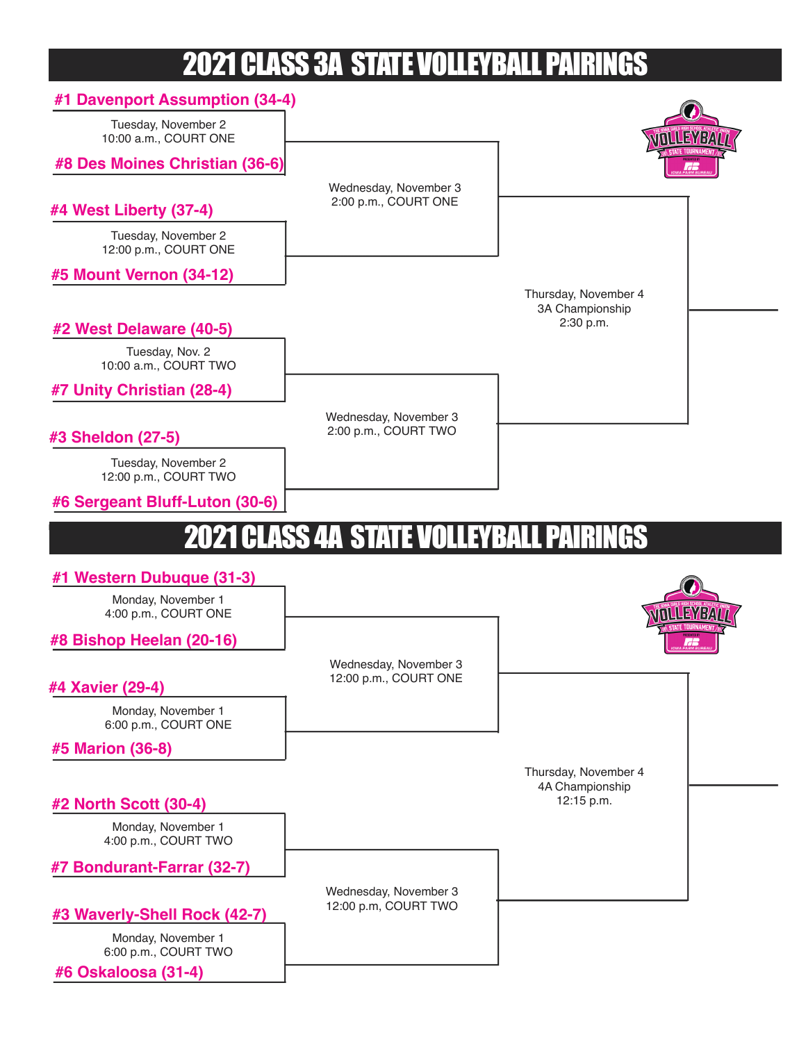# 2021 CLASS 3A STATE VOLLEYBALL PAIRINGS

**#1 Davenport Assumption (34-4)**

Tuesday, November 2
10:00 a.m., COURT ONE

**#8 Des Moines Christian (36-6)**

Wednesday, November 3
2:00 p.m., COURT ONE

**#4 West Liberty (37-4)**

Tuesday, November 2
12:00 p.m., COURT ONE

**#5 Mount Vernon (34-12)**

Thursday, November 4
3A Championship
2:30 p.m.

**#2 West Delaware (40-5)**

Tuesday, Nov. 2
10:00 a.m., COURT TWO

**#7 Unity Christian (28-4)**

Wednesday, November 3
2:00 p.m., COURT TWO

**#3 Sheldon (27-5)**

Tuesday, November 2
12:00 p.m., COURT TWO

**#6 Sergeant Bluff-Luton (30-6)**

# 2021 CLASS 4A STATE VOLLEYBALL PAIRINGS

**#1 Western Dubuque (31-3)**

Monday, November 1
4:00 p.m., COURT ONE

**#8 Bishop Heelan (20-16)**

Wednesday, November 3
12:00 p.m., COURT ONE

**#4 Xavier (29-4)**

Monday, November 1
6:00 p.m., COURT ONE

**#5 Marion (36-8)**

Thursday, November 4
4A Championship
12:15 p.m.

**#2 North Scott (30-4)**

Monday, November 1
4:00 p.m., COURT TWO

**#7 Bondurant-Farrar (32-7)**

Wednesday, November 3
12:00 p.m, COURT TWO

**#3 Waverly-Shell Rock (42-7)**

Monday, November 1
6:00 p.m., COURT TWO

**#6 Oskaloosa (31-4)**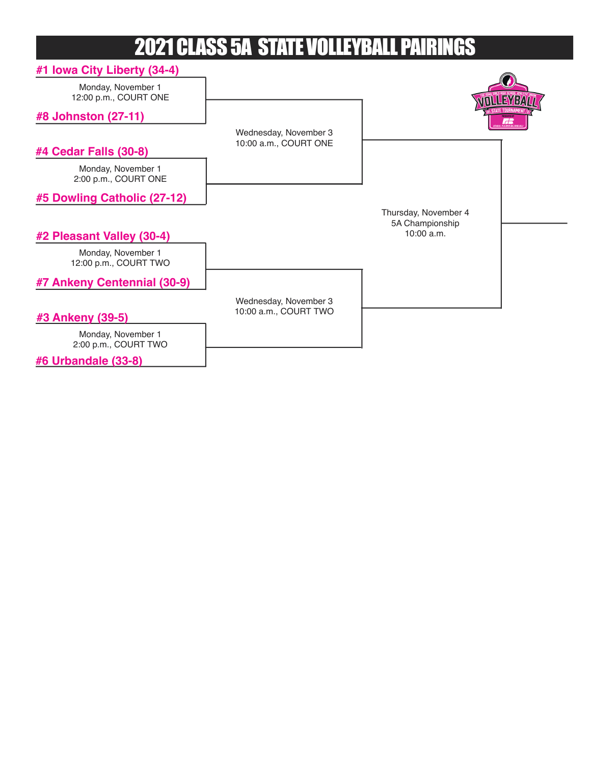# 2021 CLASS 5A STATE VOLLEYBALL PAIRINGS

**#1 Iowa City Liberty (34-4)**

Monday, November 1
12:00 p.m., COURT ONE

**#8 Johnston (27-11)**

Wednesday, November 3
10:00 a.m., COURT ONE

**#4 Cedar Falls (30-8)**

Monday, November 1
2:00 p.m., COURT ONE

**#5 Dowling Catholic (27-12)**

Thursday, November 4
5A Championship
10:00 a.m.

**#2 Pleasant Valley (30-4)**

Monday, November 1
12:00 p.m., COURT TWO

**#7 Ankeny Centennial (30-9)**

Wednesday, November 3
10:00 a.m., COURT TWO

**#3 Ankeny (39-5)**

Monday, November 1
2:00 p.m., COURT TWO

**#6 Urbandale (33-8)**